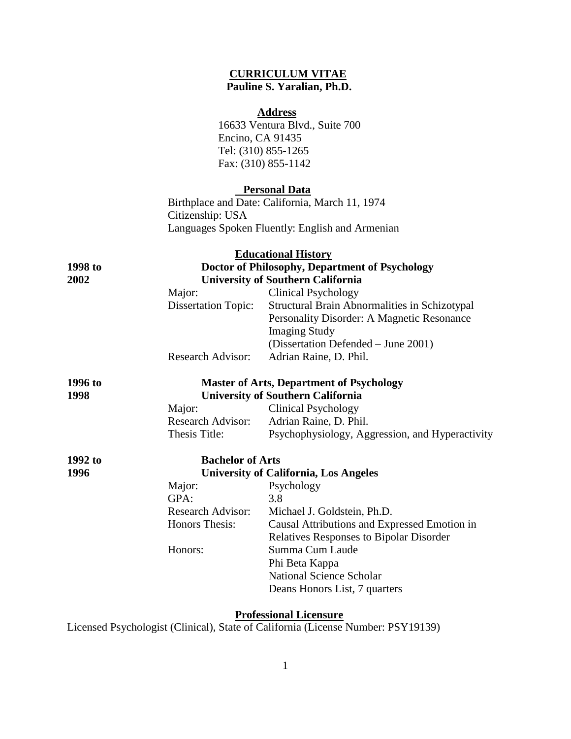# CURRICULUM VITAE

**Pauline S. Yaralian, Ph.D.**

## Address

16633 Ventura Blvd., Suite 700
Encino, CA 91435
Tel: (310) 855-1265
Fax: (310) 855-1142

## Personal Data

Birthplace and Date: California, March 11, 1974
Citizenship: USA
Languages Spoken Fluently: English and Armenian

## Educational History

**1998 to 2002** — **Doctor of Philosophy, Department of Psychology**
**University of Southern California**

- Major: Clinical Psychology
- Dissertation Topic: Structural Brain Abnormalities in Schizotypal Personality Disorder: A Magnetic Resonance Imaging Study (Dissertation Defended – June 2001)
- Research Advisor: Adrian Raine, D. Phil.

**1996 to 1998** — **Master of Arts, Department of Psychology**
**University of Southern California**

- Major: Clinical Psychology
- Research Advisor: Adrian Raine, D. Phil.
- Thesis Title: Psychophysiology, Aggression, and Hyperactivity

**1992 to 1996** — **Bachelor of Arts**
**University of California, Los Angeles**

- Major: Psychology
- GPA: 3.8
- Research Advisor: Michael J. Goldstein, Ph.D.
- Honors Thesis: Causal Attributions and Expressed Emotion in Relatives Responses to Bipolar Disorder
- Honors:
  - Summa Cum Laude
  - Phi Beta Kappa
  - National Science Scholar
  - Deans Honors List, 7 quarters

## Professional Licensure

Licensed Psychologist (Clinical), State of California (License Number: PSY19139)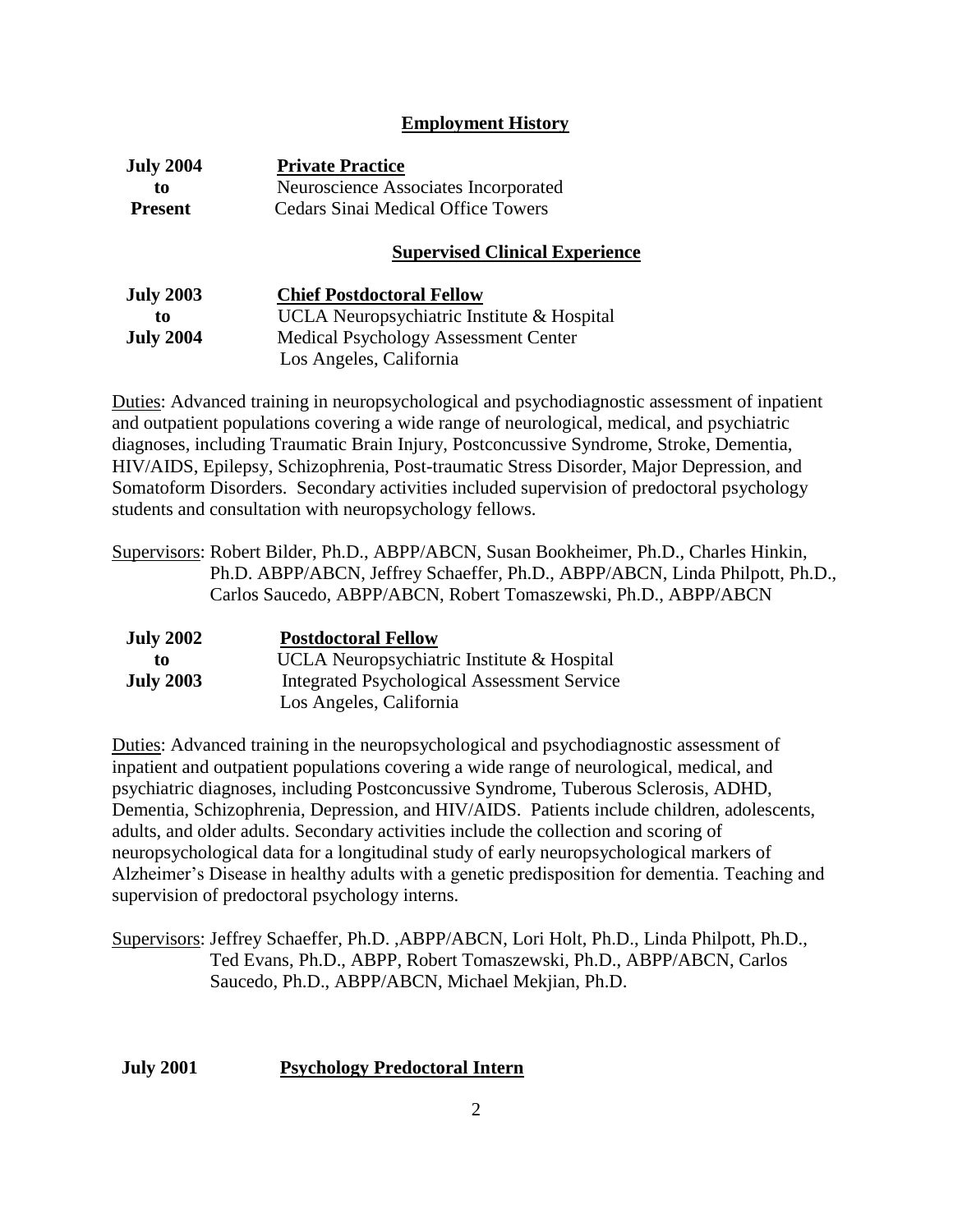## Employment History

**July 2004 to Present** — **Private Practice**
Neuroscience Associates Incorporated
Cedars Sinai Medical Office Towers

## Supervised Clinical Experience

**July 2003 to July 2004** — **Chief Postdoctoral Fellow**
UCLA Neuropsychiatric Institute & Hospital
Medical Psychology Assessment Center
Los Angeles, California

Duties: Advanced training in neuropsychological and psychodiagnostic assessment of inpatient and outpatient populations covering a wide range of neurological, medical, and psychiatric diagnoses, including Traumatic Brain Injury, Postconcussive Syndrome, Stroke, Dementia, HIV/AIDS, Epilepsy, Schizophrenia, Post-traumatic Stress Disorder, Major Depression, and Somatoform Disorders. Secondary activities included supervision of predoctoral psychology students and consultation with neuropsychology fellows.

Supervisors: Robert Bilder, Ph.D., ABPP/ABCN, Susan Bookheimer, Ph.D., Charles Hinkin, Ph.D. ABPP/ABCN, Jeffrey Schaeffer, Ph.D., ABPP/ABCN, Linda Philpott, Ph.D., Carlos Saucedo, ABPP/ABCN, Robert Tomaszewski, Ph.D., ABPP/ABCN

**July 2002 to July 2003** — **Postdoctoral Fellow**
UCLA Neuropsychiatric Institute & Hospital
Integrated Psychological Assessment Service
Los Angeles, California

Duties: Advanced training in the neuropsychological and psychodiagnostic assessment of inpatient and outpatient populations covering a wide range of neurological, medical, and psychiatric diagnoses, including Postconcussive Syndrome, Tuberous Sclerosis, ADHD, Dementia, Schizophrenia, Depression, and HIV/AIDS. Patients include children, adolescents, adults, and older adults. Secondary activities include the collection and scoring of neuropsychological data for a longitudinal study of early neuropsychological markers of Alzheimer's Disease in healthy adults with a genetic predisposition for dementia. Teaching and supervision of predoctoral psychology interns.

Supervisors: Jeffrey Schaeffer, Ph.D. ,ABPP/ABCN, Lori Holt, Ph.D., Linda Philpott, Ph.D., Ted Evans, Ph.D., ABPP, Robert Tomaszewski, Ph.D., ABPP/ABCN, Carlos Saucedo, Ph.D., ABPP/ABCN, Michael Mekjian, Ph.D.

**July 2001** — **Psychology Predoctoral Intern**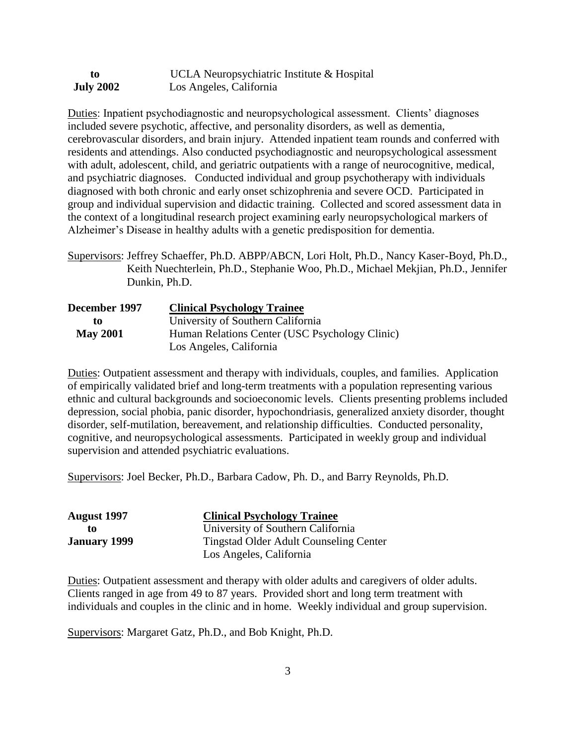| | |
|---|---|
| **to** | UCLA Neuropsychiatric Institute & Hospital |
| **July 2002** | Los Angeles, California |

Duties: Inpatient psychodiagnostic and neuropsychological assessment. Clients' diagnoses included severe psychotic, affective, and personality disorders, as well as dementia, cerebrovascular disorders, and brain injury. Attended inpatient team rounds and conferred with residents and attendings. Also conducted psychodiagnostic and neuropsychological assessment with adult, adolescent, child, and geriatric outpatients with a range of neurocognitive, medical, and psychiatric diagnoses. Conducted individual and group psychotherapy with individuals diagnosed with both chronic and early onset schizophrenia and severe OCD. Participated in group and individual supervision and didactic training. Collected and scored assessment data in the context of a longitudinal research project examining early neuropsychological markers of Alzheimer's Disease in healthy adults with a genetic predisposition for dementia.

Supervisors: Jeffrey Schaeffer, Ph.D. ABPP/ABCN, Lori Holt, Ph.D., Nancy Kaser-Boyd, Ph.D., Keith Nuechterlein, Ph.D., Stephanie Woo, Ph.D., Michael Mekjian, Ph.D., Jennifer Dunkin, Ph.D.

| | |
|---|---|
| **December 1997** | **Clinical Psychology Trainee** |
| **to** | University of Southern California |
| **May 2001** | Human Relations Center (USC Psychology Clinic) |
| | Los Angeles, California |

Duties: Outpatient assessment and therapy with individuals, couples, and families. Application of empirically validated brief and long-term treatments with a population representing various ethnic and cultural backgrounds and socioeconomic levels. Clients presenting problems included depression, social phobia, panic disorder, hypochondriasis, generalized anxiety disorder, thought disorder, self-mutilation, bereavement, and relationship difficulties. Conducted personality, cognitive, and neuropsychological assessments. Participated in weekly group and individual supervision and attended psychiatric evaluations.

Supervisors: Joel Becker, Ph.D., Barbara Cadow, Ph. D., and Barry Reynolds, Ph.D.

| | |
|---|---|
| **August 1997** | **Clinical Psychology Trainee** |
| **to** | University of Southern California |
| **January 1999** | Tingstad Older Adult Counseling Center |
| | Los Angeles, California |

Duties: Outpatient assessment and therapy with older adults and caregivers of older adults. Clients ranged in age from 49 to 87 years. Provided short and long term treatment with individuals and couples in the clinic and in home. Weekly individual and group supervision.

Supervisors: Margaret Gatz, Ph.D., and Bob Knight, Ph.D.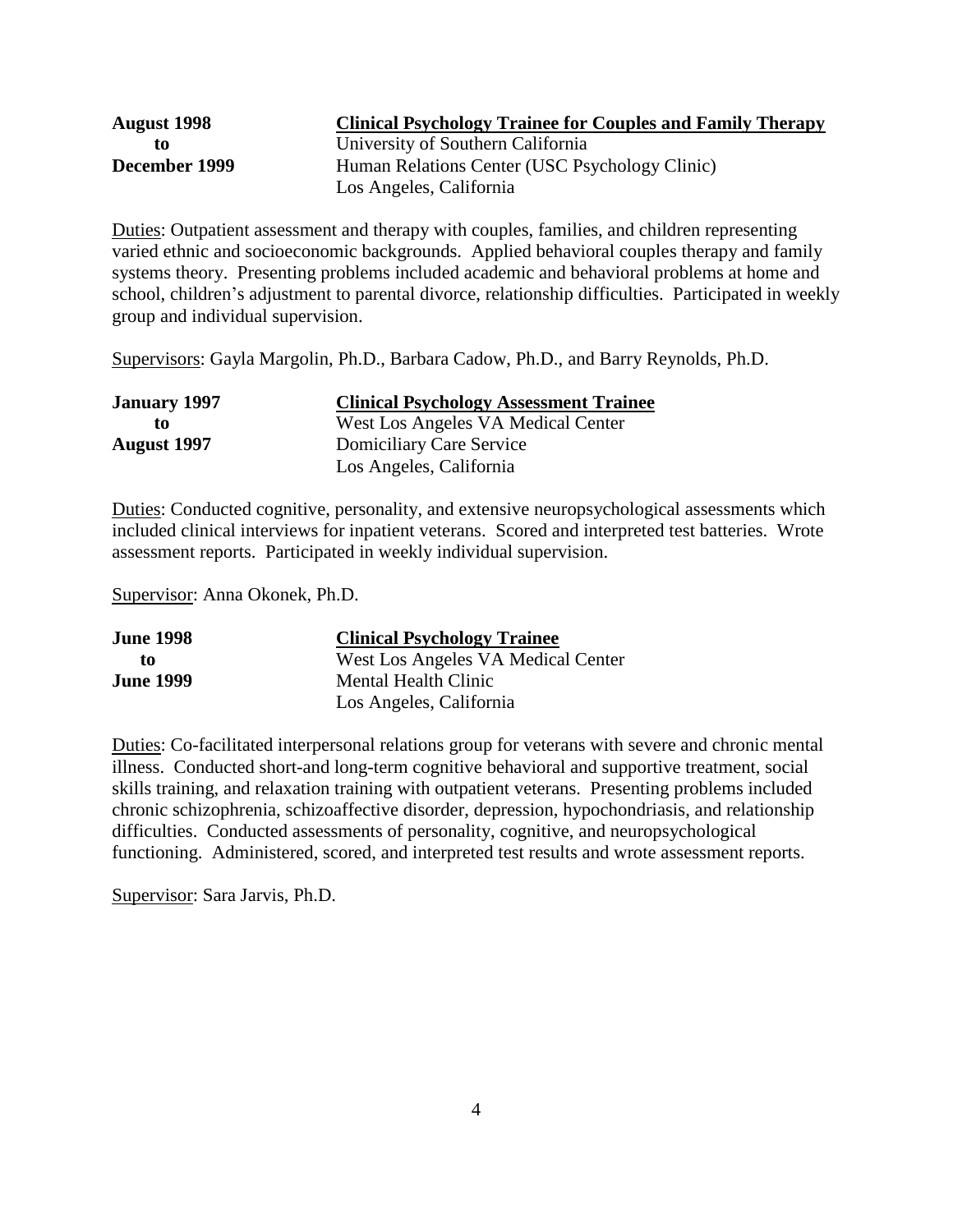**August 1998 to December 1999**

**Clinical Psychology Trainee for Couples and Family Therapy**
University of Southern California
Human Relations Center (USC Psychology Clinic)
Los Angeles, California

Duties: Outpatient assessment and therapy with couples, families, and children representing varied ethnic and socioeconomic backgrounds. Applied behavioral couples therapy and family systems theory. Presenting problems included academic and behavioral problems at home and school, children's adjustment to parental divorce, relationship difficulties. Participated in weekly group and individual supervision.

Supervisors: Gayla Margolin, Ph.D., Barbara Cadow, Ph.D., and Barry Reynolds, Ph.D.

**January 1997 to August 1997**

**Clinical Psychology Assessment Trainee**
West Los Angeles VA Medical Center
Domiciliary Care Service
Los Angeles, California

Duties: Conducted cognitive, personality, and extensive neuropsychological assessments which included clinical interviews for inpatient veterans. Scored and interpreted test batteries. Wrote assessment reports. Participated in weekly individual supervision.

Supervisor: Anna Okonek, Ph.D.

**June 1998 to June 1999**

**Clinical Psychology Trainee**
West Los Angeles VA Medical Center
Mental Health Clinic
Los Angeles, California

Duties: Co-facilitated interpersonal relations group for veterans with severe and chronic mental illness. Conducted short-and long-term cognitive behavioral and supportive treatment, social skills training, and relaxation training with outpatient veterans. Presenting problems included chronic schizophrenia, schizoaffective disorder, depression, hypochondriasis, and relationship difficulties. Conducted assessments of personality, cognitive, and neuropsychological functioning. Administered, scored, and interpreted test results and wrote assessment reports.

Supervisor: Sara Jarvis, Ph.D.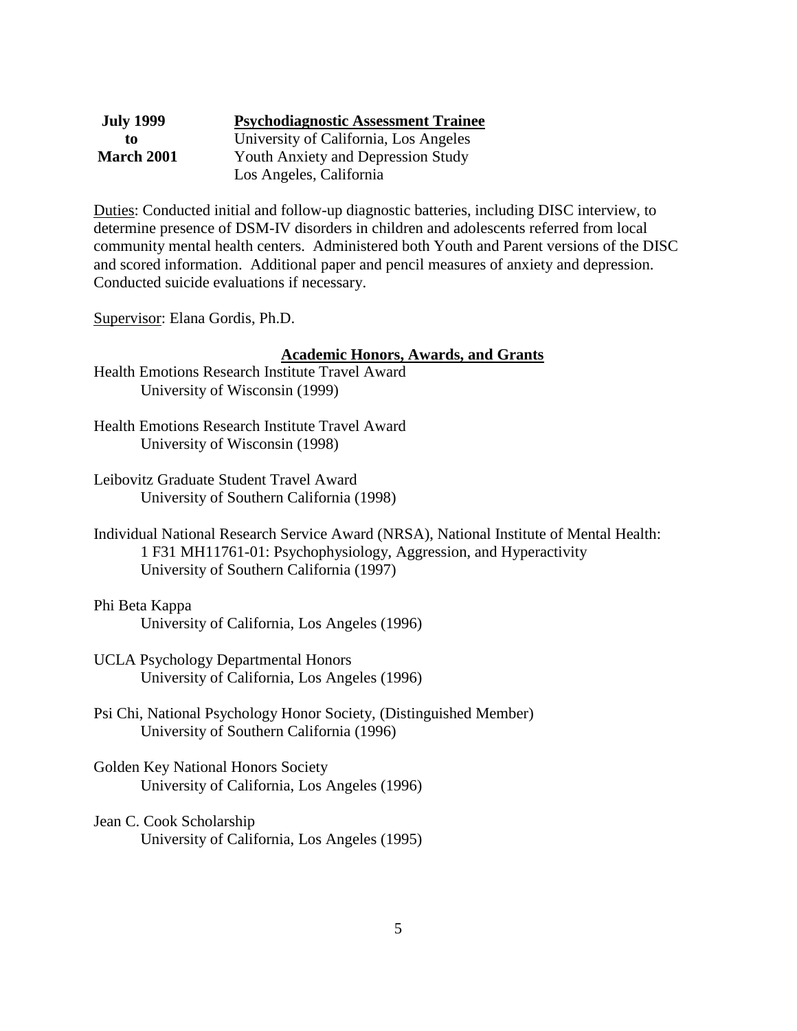**July 1999 to March 2001** — **Psychodiagnostic Assessment Trainee**
University of California, Los Angeles
Youth Anxiety and Depression Study
Los Angeles, California

Duties: Conducted initial and follow-up diagnostic batteries, including DISC interview, to determine presence of DSM-IV disorders in children and adolescents referred from local community mental health centers. Administered both Youth and Parent versions of the DISC and scored information. Additional paper and pencil measures of anxiety and depression. Conducted suicide evaluations if necessary.

Supervisor: Elana Gordis, Ph.D.

## Academic Honors, Awards, and Grants

Health Emotions Research Institute Travel Award
University of Wisconsin (1999)

Health Emotions Research Institute Travel Award
University of Wisconsin (1998)

Leibovitz Graduate Student Travel Award
University of Southern California (1998)

Individual National Research Service Award (NRSA), National Institute of Mental Health:
1 F31 MH11761-01: Psychophysiology, Aggression, and Hyperactivity
University of Southern California (1997)

Phi Beta Kappa
University of California, Los Angeles (1996)

UCLA Psychology Departmental Honors
University of California, Los Angeles (1996)

Psi Chi, National Psychology Honor Society, (Distinguished Member)
University of Southern California (1996)

Golden Key National Honors Society
University of California, Los Angeles (1996)

Jean C. Cook Scholarship
University of California, Los Angeles (1995)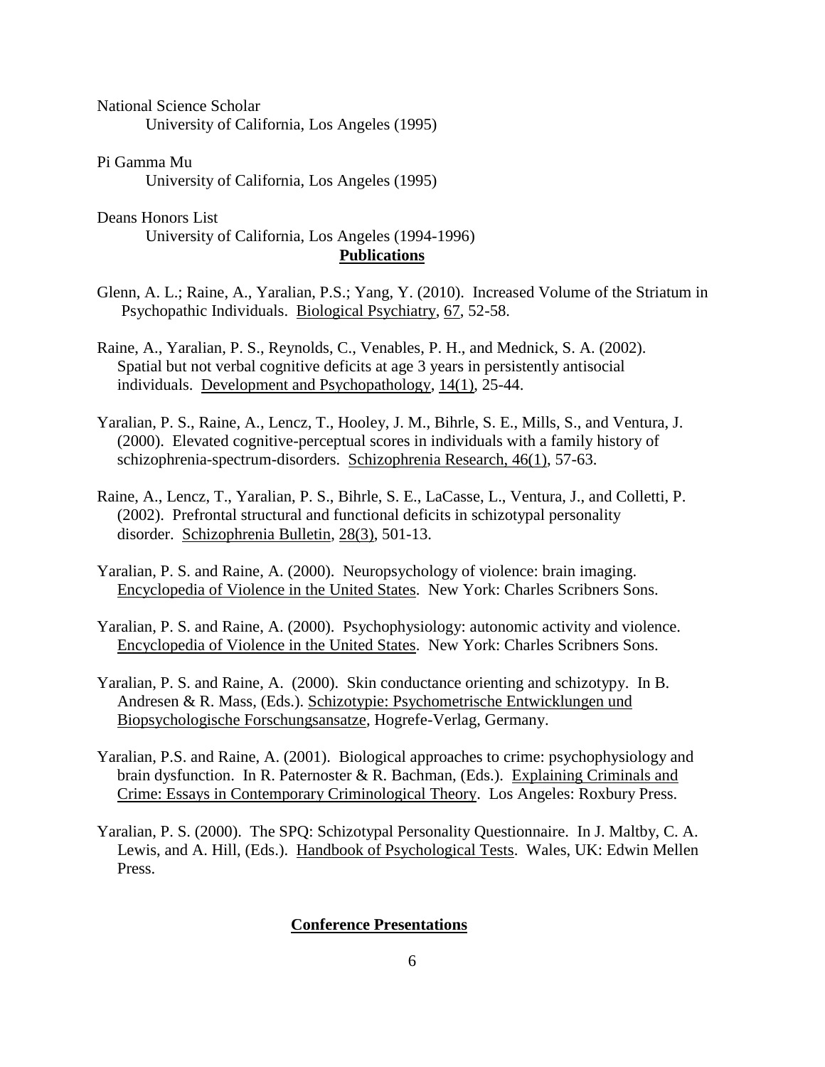National Science Scholar
University of California, Los Angeles (1995)

Pi Gamma Mu
University of California, Los Angeles (1995)

Deans Honors List
University of California, Los Angeles (1994-1996)

## Publications

Glenn, A. L.; Raine, A., Yaralian, P.S.; Yang, Y. (2010). Increased Volume of the Striatum in Psychopathic Individuals. Biological Psychiatry, 67, 52-58.

Raine, A., Yaralian, P. S., Reynolds, C., Venables, P. H., and Mednick, S. A. (2002). Spatial but not verbal cognitive deficits at age 3 years in persistently antisocial individuals. Development and Psychopathology, 14(1), 25-44.

Yaralian, P. S., Raine, A., Lencz, T., Hooley, J. M., Bihrle, S. E., Mills, S., and Ventura, J. (2000). Elevated cognitive-perceptual scores in individuals with a family history of schizophrenia-spectrum-disorders. Schizophrenia Research, 46(1), 57-63.

Raine, A., Lencz, T., Yaralian, P. S., Bihrle, S. E., LaCasse, L., Ventura, J., and Colletti, P. (2002). Prefrontal structural and functional deficits in schizotypal personality disorder. Schizophrenia Bulletin, 28(3), 501-13.

Yaralian, P. S. and Raine, A. (2000). Neuropsychology of violence: brain imaging. Encyclopedia of Violence in the United States. New York: Charles Scribners Sons.

Yaralian, P. S. and Raine, A. (2000). Psychophysiology: autonomic activity and violence. Encyclopedia of Violence in the United States. New York: Charles Scribners Sons.

Yaralian, P. S. and Raine, A. (2000). Skin conductance orienting and schizotypy. In B. Andresen & R. Mass, (Eds.). Schizotypie: Psychometrische Entwicklungen und Biopsychologische Forschungsansatze, Hogrefe-Verlag, Germany.

Yaralian, P.S. and Raine, A. (2001). Biological approaches to crime: psychophysiology and brain dysfunction. In R. Paternoster & R. Bachman, (Eds.). Explaining Criminals and Crime: Essays in Contemporary Criminological Theory. Los Angeles: Roxbury Press.

Yaralian, P. S. (2000). The SPQ: Schizotypal Personality Questionnaire. In J. Maltby, C. A. Lewis, and A. Hill, (Eds.). Handbook of Psychological Tests. Wales, UK: Edwin Mellen Press.

## Conference Presentations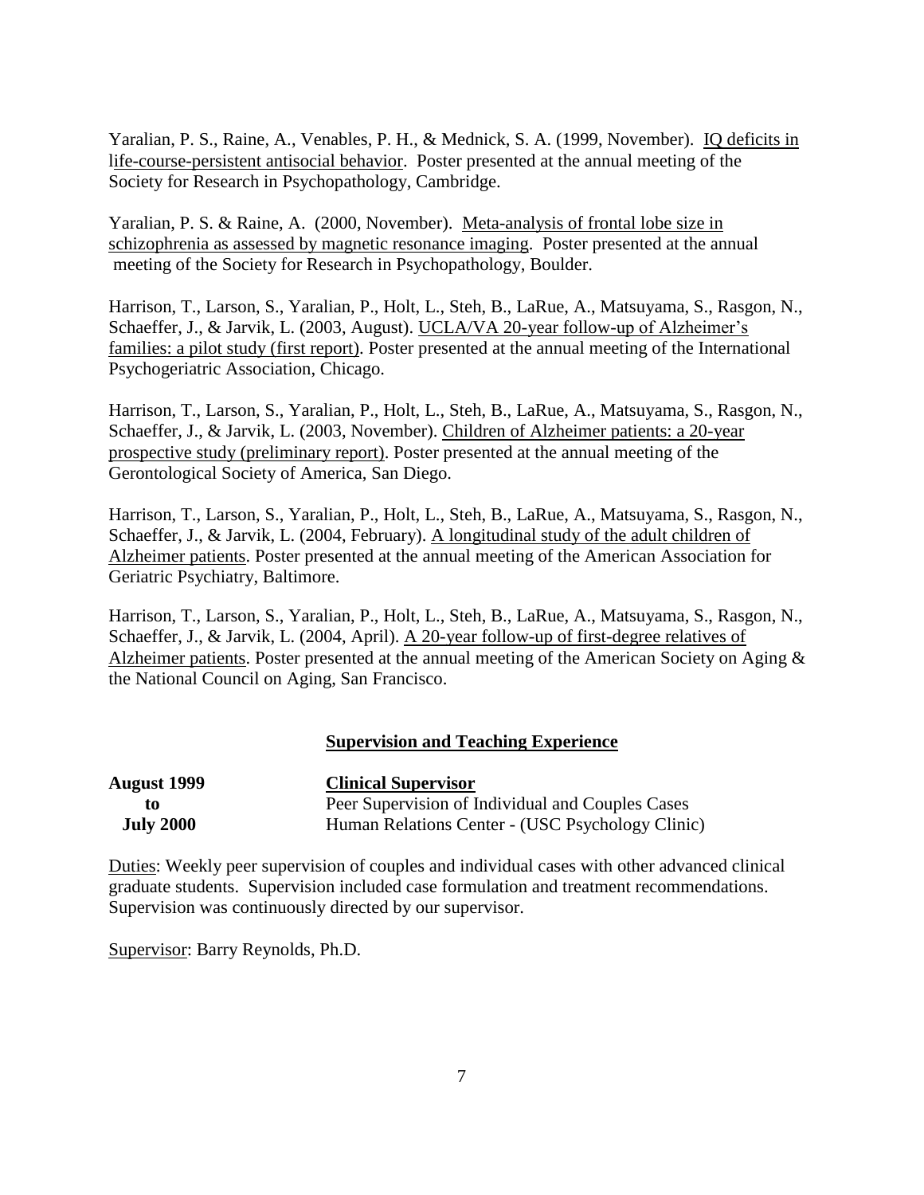Yaralian, P. S., Raine, A., Venables, P. H., & Mednick, S. A. (1999, November). IQ deficits in life-course-persistent antisocial behavior. Poster presented at the annual meeting of the Society for Research in Psychopathology, Cambridge.

Yaralian, P. S. & Raine, A. (2000, November). Meta-analysis of frontal lobe size in schizophrenia as assessed by magnetic resonance imaging. Poster presented at the annual meeting of the Society for Research in Psychopathology, Boulder.

Harrison, T., Larson, S., Yaralian, P., Holt, L., Steh, B., LaRue, A., Matsuyama, S., Rasgon, N., Schaeffer, J., & Jarvik, L. (2003, August). UCLA/VA 20-year follow-up of Alzheimer's families: a pilot study (first report). Poster presented at the annual meeting of the International Psychogeriatric Association, Chicago.

Harrison, T., Larson, S., Yaralian, P., Holt, L., Steh, B., LaRue, A., Matsuyama, S., Rasgon, N., Schaeffer, J., & Jarvik, L. (2003, November). Children of Alzheimer patients: a 20-year prospective study (preliminary report). Poster presented at the annual meeting of the Gerontological Society of America, San Diego.

Harrison, T., Larson, S., Yaralian, P., Holt, L., Steh, B., LaRue, A., Matsuyama, S., Rasgon, N., Schaeffer, J., & Jarvik, L. (2004, February). A longitudinal study of the adult children of Alzheimer patients. Poster presented at the annual meeting of the American Association for Geriatric Psychiatry, Baltimore.

Harrison, T., Larson, S., Yaralian, P., Holt, L., Steh, B., LaRue, A., Matsuyama, S., Rasgon, N., Schaeffer, J., & Jarvik, L. (2004, April). A 20-year follow-up of first-degree relatives of Alzheimer patients. Poster presented at the annual meeting of the American Society on Aging & the National Council on Aging, San Francisco.

## Supervision and Teaching Experience

**August 1999 to July 2000** — **Clinical Supervisor**
Peer Supervision of Individual and Couples Cases
Human Relations Center - (USC Psychology Clinic)

Duties: Weekly peer supervision of couples and individual cases with other advanced clinical graduate students. Supervision included case formulation and treatment recommendations. Supervision was continuously directed by our supervisor.

Supervisor: Barry Reynolds, Ph.D.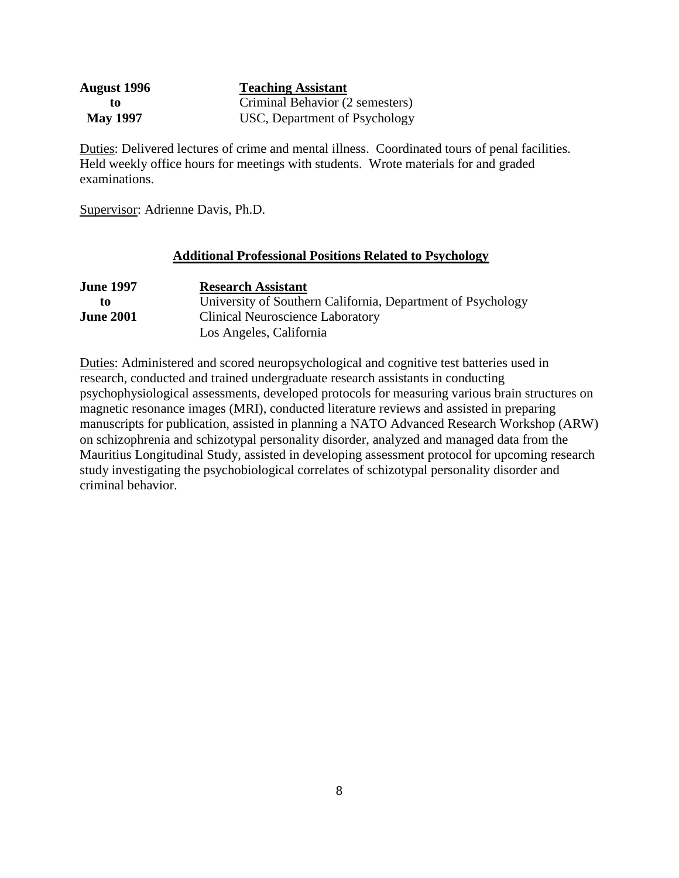**August 1996 to May 1997**

**Teaching Assistant**
Criminal Behavior (2 semesters)
USC, Department of Psychology

Duties: Delivered lectures of crime and mental illness. Coordinated tours of penal facilities. Held weekly office hours for meetings with students. Wrote materials for and graded examinations.

Supervisor: Adrienne Davis, Ph.D.

## Additional Professional Positions Related to Psychology

**June 1997 to June 2001**

**Research Assistant**
University of Southern California, Department of Psychology
Clinical Neuroscience Laboratory
Los Angeles, California

Duties: Administered and scored neuropsychological and cognitive test batteries used in research, conducted and trained undergraduate research assistants in conducting psychophysiological assessments, developed protocols for measuring various brain structures on magnetic resonance images (MRI), conducted literature reviews and assisted in preparing manuscripts for publication, assisted in planning a NATO Advanced Research Workshop (ARW) on schizophrenia and schizotypal personality disorder, analyzed and managed data from the Mauritius Longitudinal Study, assisted in developing assessment protocol for upcoming research study investigating the psychobiological correlates of schizotypal personality disorder and criminal behavior.